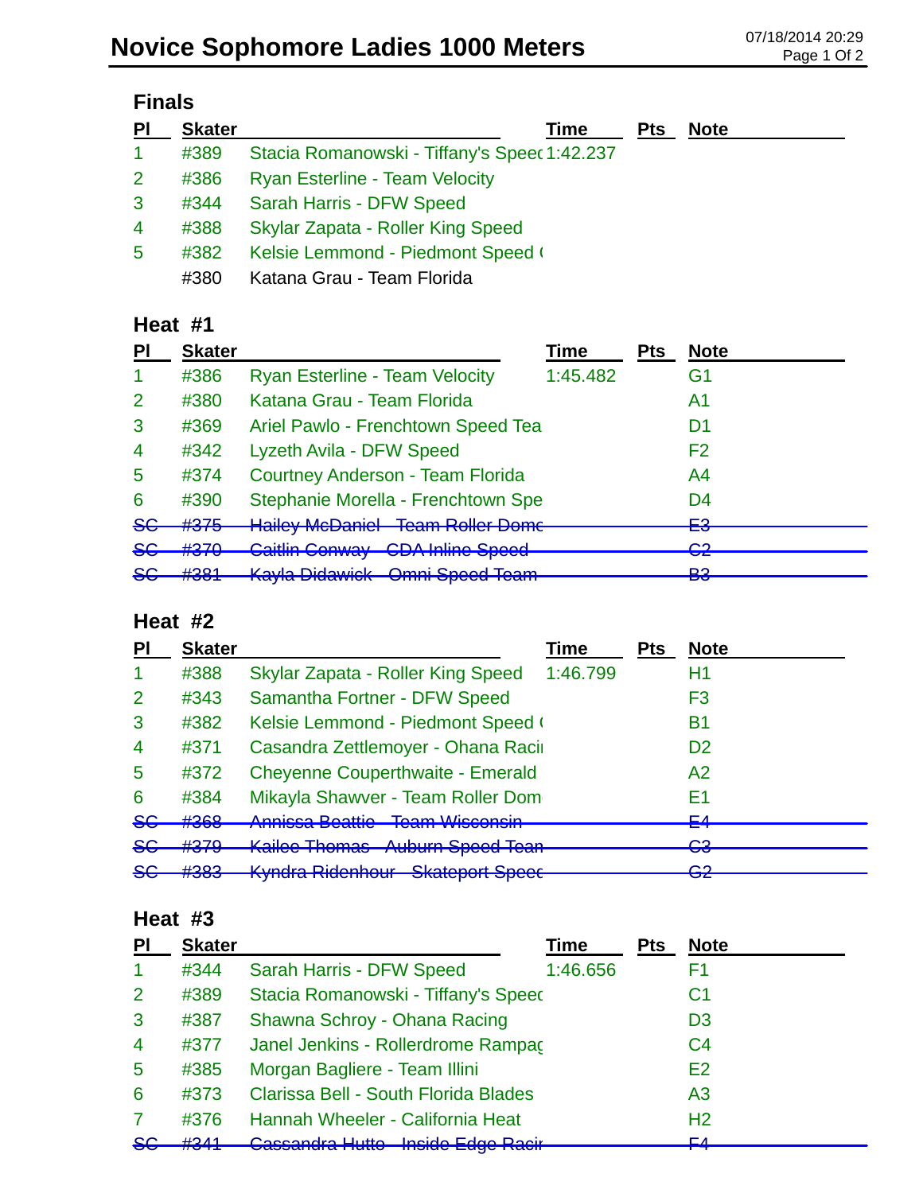# Novice Sophomore Ladies 1000 Meters

07/18/2014 20:29

## Finals

| Pl | Skater | | Time | Pts | Note |
|---|---|---|---|---|---|
| 1 | #389 | Stacia Romanowski - Tiffany's Speed | 1:42.237 | | |
| 2 | #386 | Ryan Esterline - Team Velocity | | | |
| 3 | #344 | Sarah Harris - DFW Speed | | | |
| 4 | #388 | Skylar Zapata - Roller King Speed | | | |
| 5 | #382 | Kelsie Lemmond - Piedmont Speed ( | | | |
| | #380 | Katana Grau - Team Florida | | | |

## Heat #1

| Pl | Skater | | Time | Pts | Note |
|---|---|---|---|---|---|
| 1 | #386 | Ryan Esterline - Team Velocity | 1:45.482 | | G1 |
| 2 | #380 | Katana Grau - Team Florida | | | A1 |
| 3 | #369 | Ariel Pawlo - Frenchtown Speed Tea | | | D1 |
| 4 | #342 | Lyzeth Avila - DFW Speed | | | F2 |
| 5 | #374 | Courtney Anderson - Team Florida | | | A4 |
| 6 | #390 | Stephanie Morella - Frenchtown Spe | | | D4 |
| ~~SC~~ | ~~#375~~ | ~~Hailey McDaniel - Team Roller Domc~~ | | | ~~E3~~ |
| ~~SC~~ | ~~#370~~ | ~~Caitlin Conway - CDA Inline Speed~~ | | | ~~C2~~ |
| ~~SC~~ | ~~#381~~ | ~~Kayla Didawick - Omni Speed Team~~ | | | ~~B3~~ |

## Heat #2

| Pl | Skater | | Time | Pts | Note |
|---|---|---|---|---|---|
| 1 | #388 | Skylar Zapata - Roller King Speed | 1:46.799 | | H1 |
| 2 | #343 | Samantha Fortner - DFW Speed | | | F3 |
| 3 | #382 | Kelsie Lemmond - Piedmont Speed ( | | | B1 |
| 4 | #371 | Casandra Zettlemoyer - Ohana Racii | | | D2 |
| 5 | #372 | Cheyenne Couperthwaite - Emerald | | | A2 |
| 6 | #384 | Mikayla Shawver - Team Roller Dom | | | E1 |
| ~~SC~~ | ~~#368~~ | ~~Annissa Beattie - Team Wisconsin~~ | | | ~~E4~~ |
| ~~SC~~ | ~~#379~~ | ~~Kailee Thomas - Auburn Speed Tean~~ | | | ~~C3~~ |
| ~~SC~~ | ~~#383~~ | ~~Kyndra Ridenhour - Skateport Speec~~ | | | ~~G2~~ |

## Heat #3

| Pl | Skater | | Time | Pts | Note |
|---|---|---|---|---|---|
| 1 | #344 | Sarah Harris - DFW Speed | 1:46.656 | | F1 |
| 2 | #389 | Stacia Romanowski - Tiffany's Speec | | | C1 |
| 3 | #387 | Shawna Schroy - Ohana Racing | | | D3 |
| 4 | #377 | Janel Jenkins - Rollerdrome Rampag | | | C4 |
| 5 | #385 | Morgan Bagliere - Team Illini | | | E2 |
| 6 | #373 | Clarissa Bell - South Florida Blades | | | A3 |
| 7 | #376 | Hannah Wheeler - California Heat | | | H2 |
| ~~SC~~ | ~~#341~~ | ~~Cassandra Hutto - Inside Edge Racii~~ | | | ~~F4~~ |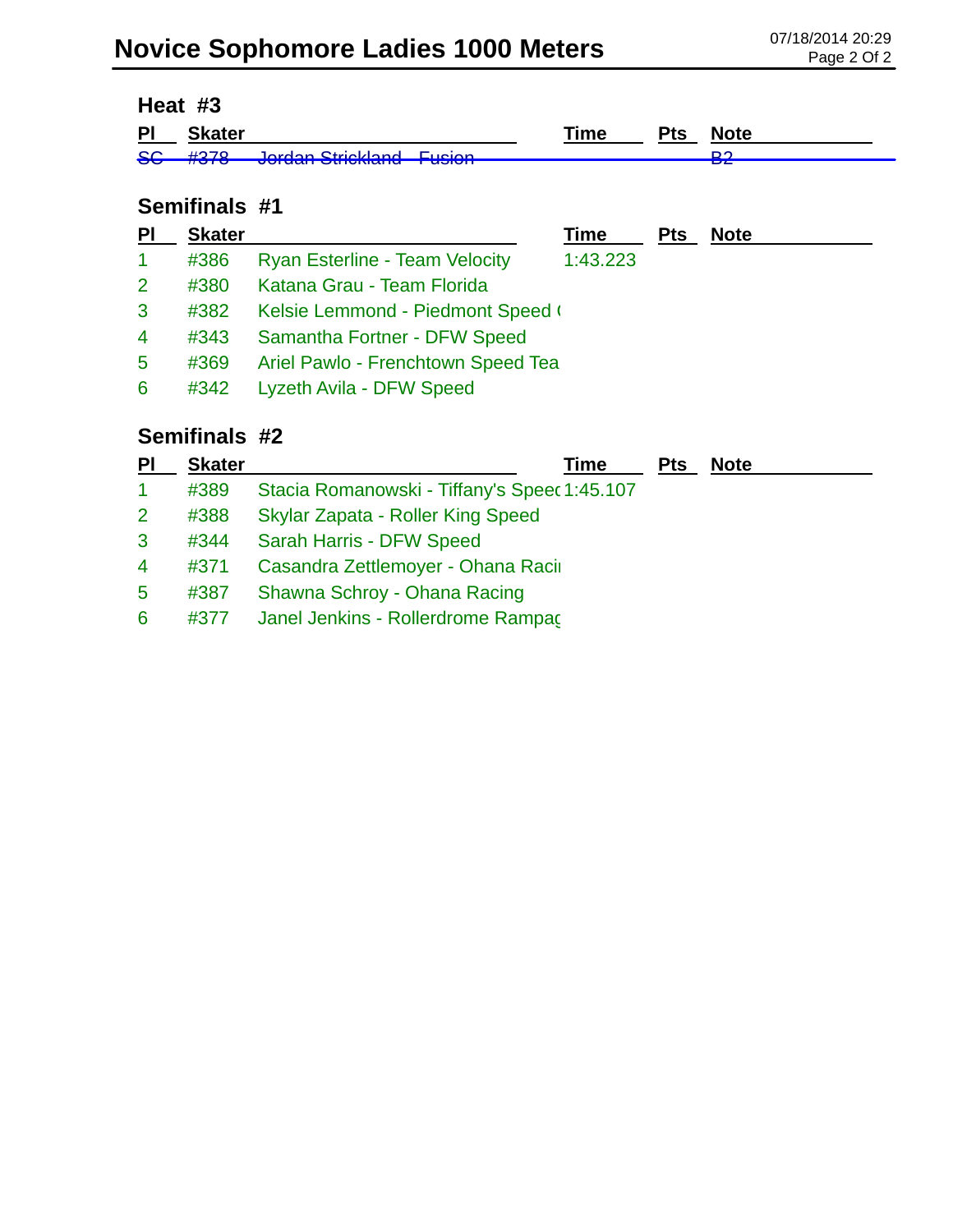# Novice Sophomore Ladies 1000 Meters

07/18/2014 20:29

## Heat #3

| Pl | Skater | | Time | Pts | Note |
|---|---|---|---|---|---|
| ~~SC~~ | ~~#378~~ | ~~Jordan Strickland - Fusion~~ | | | ~~B2~~ |

## Semifinals #1

| Pl | Skater | | Time | Pts | Note |
|---|---|---|---|---|---|
| 1 | #386 | Ryan Esterline - Team Velocity | 1:43.223 | | |
| 2 | #380 | Katana Grau - Team Florida | | | |
| 3 | #382 | Kelsie Lemmond - Piedmont Speed ( | | | |
| 4 | #343 | Samantha Fortner - DFW Speed | | | |
| 5 | #369 | Ariel Pawlo - Frenchtown Speed Tea | | | |
| 6 | #342 | Lyzeth Avila - DFW Speed | | | |

## Semifinals #2

| Pl | Skater | | Time | Pts | Note |
|---|---|---|---|---|---|
| 1 | #389 | Stacia Romanowski - Tiffany's Speec | 1:45.107 | | |
| 2 | #388 | Skylar Zapata - Roller King Speed | | | |
| 3 | #344 | Sarah Harris - DFW Speed | | | |
| 4 | #371 | Casandra Zettlemoyer - Ohana Racii | | | |
| 5 | #387 | Shawna Schroy - Ohana Racing | | | |
| 6 | #377 | Janel Jenkins - Rollerdrome Rampag | | | |